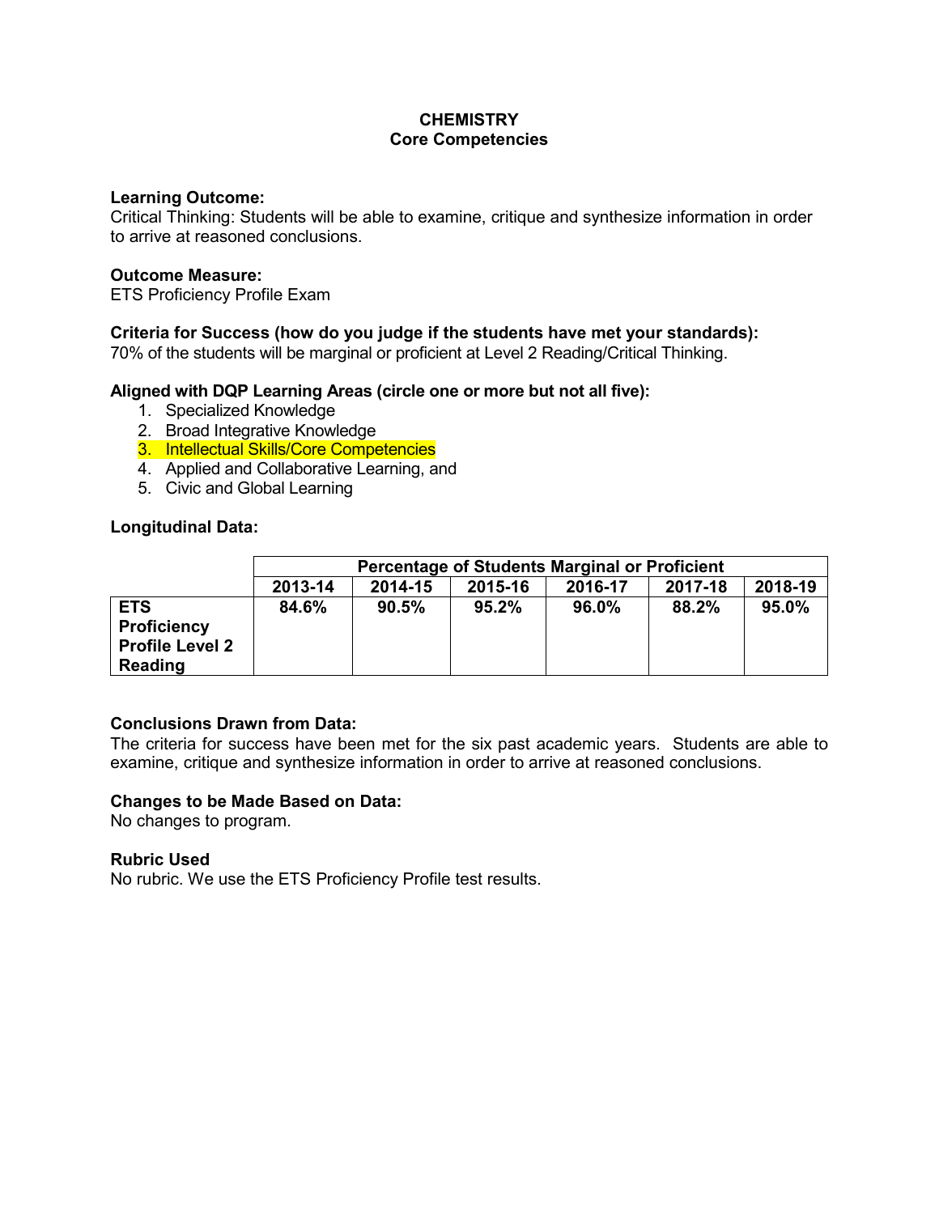# CHEMISTRY
## Core Competencies

**Learning Outcome:**
Critical Thinking: Students will be able to examine, critique and synthesize information in order to arrive at reasoned conclusions.

**Outcome Measure:**
ETS Proficiency Profile Exam

**Criteria for Success (how do you judge if the students have met your standards):**
70% of the students will be marginal or proficient at Level 2 Reading/Critical Thinking.

**Aligned with DQP Learning Areas (circle one or more but not all five):**

1. Specialized Knowledge
2. Broad Integrative Knowledge
3. Intellectual Skills/Core Competencies
4. Applied and Collaborative Learning, and
5. Civic and Global Learning

**Longitudinal Data:**

| | Percentage of Students Marginal or Proficient | | | | | |
|---|---|---|---|---|---|---|
| | **2013-14** | **2014-15** | **2015-16** | **2016-17** | **2017-18** | **2018-19** |
| **ETS Proficiency Profile Level 2 Reading** | **84.6%** | **90.5%** | **95.2%** | **96.0%** | **88.2%** | **95.0%** |

**Conclusions Drawn from Data:**
The criteria for success have been met for the six past academic years. Students are able to examine, critique and synthesize information in order to arrive at reasoned conclusions.

**Changes to be Made Based on Data:**
No changes to program.

**Rubric Used**
No rubric. We use the ETS Proficiency Profile test results.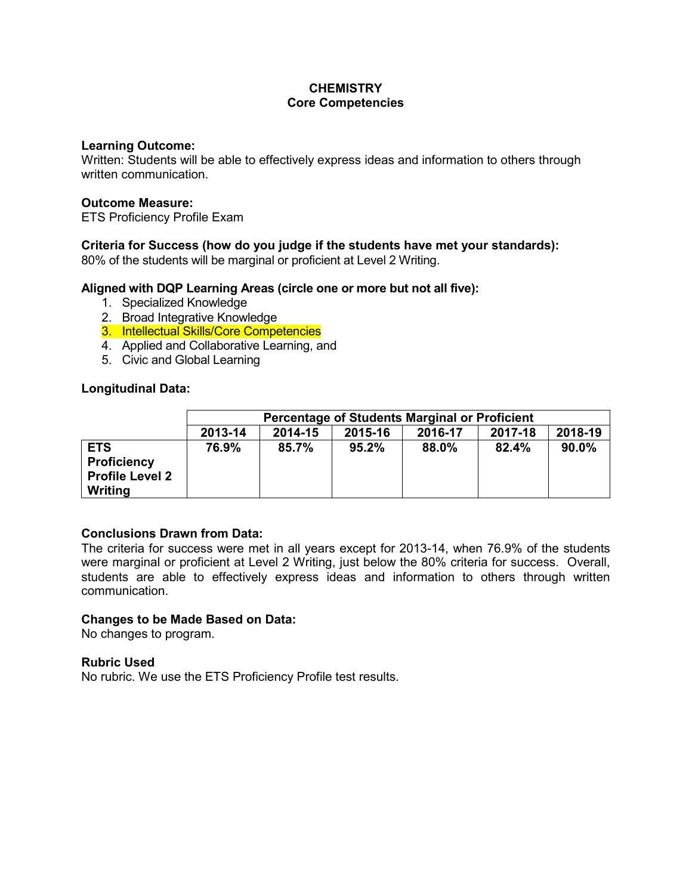**CHEMISTRY**
**Core Competencies**

**Learning Outcome:**
Written: Students will be able to effectively express ideas and information to others through written communication.

**Outcome Measure:**
ETS Proficiency Profile Exam

**Criteria for Success (how do you judge if the students have met your standards):**
80% of the students will be marginal or proficient at Level 2 Writing.

**Aligned with DQP Learning Areas (circle one or more but not all five):**

1. Specialized Knowledge
2. Broad Integrative Knowledge
3. Intellectual Skills/Core Competencies
4. Applied and Collaborative Learning, and
5. Civic and Global Learning

**Longitudinal Data:**

| | **Percentage of Students Marginal or Proficient** | | | | | |
|---|---|---|---|---|---|---|
| | **2013-14** | **2014-15** | **2015-16** | **2016-17** | **2017-18** | **2018-19** |
| **ETS Proficiency Profile Level 2 Writing** | **76.9%** | **85.7%** | **95.2%** | **88.0%** | **82.4%** | **90.0%** |

**Conclusions Drawn from Data:**
The criteria for success were met in all years except for 2013-14, when 76.9% of the students were marginal or proficient at Level 2 Writing, just below the 80% criteria for success. Overall, students are able to effectively express ideas and information to others through written communication.

**Changes to be Made Based on Data:**
No changes to program.

**Rubric Used**
No rubric. We use the ETS Proficiency Profile test results.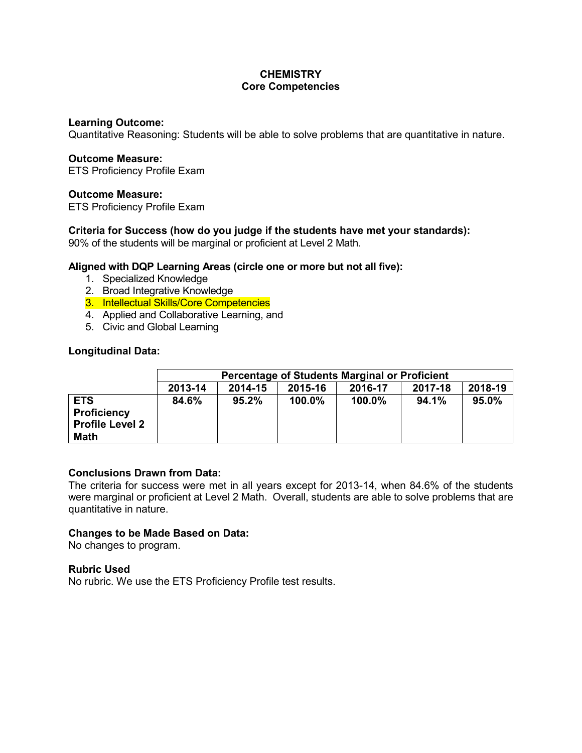**CHEMISTRY**
**Core Competencies**

**Learning Outcome:**
Quantitative Reasoning: Students will be able to solve problems that are quantitative in nature.

**Outcome Measure:**
ETS Proficiency Profile Exam

**Outcome Measure:**
ETS Proficiency Profile Exam

**Criteria for Success (how do you judge if the students have met your standards):**
90% of the students will be marginal or proficient at Level 2 Math.

**Aligned with DQP Learning Areas (circle one or more but not all five):**

1. Specialized Knowledge
2. Broad Integrative Knowledge
3. Intellectual Skills/Core Competencies
4. Applied and Collaborative Learning, and
5. Civic and Global Learning

**Longitudinal Data:**

| | Percentage of Students Marginal or Proficient | | | | | |
|---|---|---|---|---|---|---|
| | **2013-14** | **2014-15** | **2015-16** | **2016-17** | **2017-18** | **2018-19** |
| **ETS Proficiency Profile Level 2 Math** | **84.6%** | **95.2%** | **100.0%** | **100.0%** | **94.1%** | **95.0%** |

**Conclusions Drawn from Data:**
The criteria for success were met in all years except for 2013-14, when 84.6% of the students were marginal or proficient at Level 2 Math. Overall, students are able to solve problems that are quantitative in nature.

**Changes to be Made Based on Data:**
No changes to program.

**Rubric Used**
No rubric. We use the ETS Proficiency Profile test results.